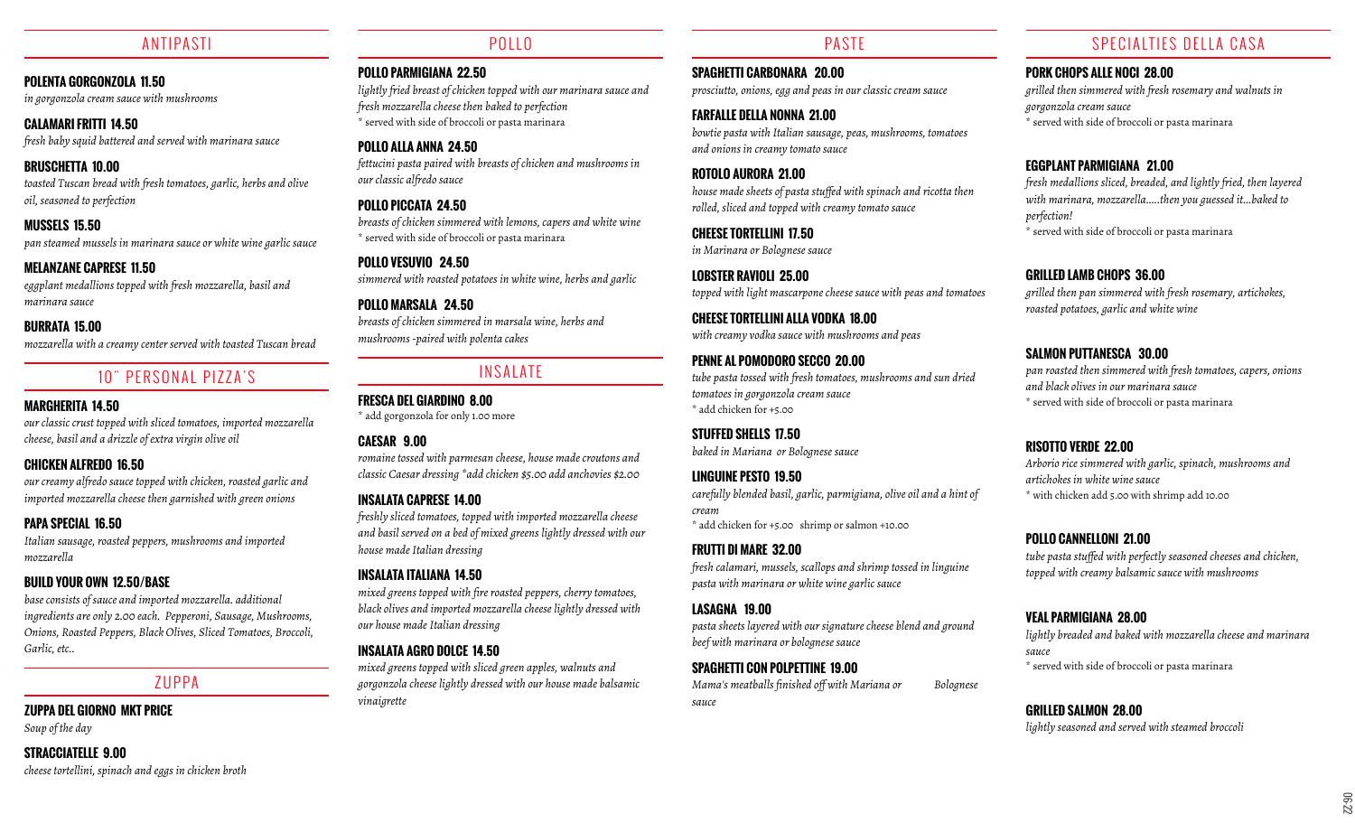## ANTIPASTI

**POLENTA GORGONZOLA 11.50**
*in gorgonzola cream sauce with mushrooms*

**CALAMARI FRITTI 14.50**
*fresh baby squid battered and served with marinara sauce*

**BRUSCHETTA 10.00**
*toasted Tuscan bread with fresh tomatoes, garlic, herbs and olive oil, seasoned to perfection*

**MUSSELS 15.50**
*pan steamed mussels in marinara sauce or white wine garlic sauce*

**MELANZANE CAPRESE 11.50**
*eggplant medallions topped with fresh mozzarella, basil and marinara sauce*

**BURRATA 15.00**
*mozzarella with a creamy center served with toasted Tuscan bread*

## 10" PERSONAL PIZZA'S

**MARGHERITA 14.50**
*our classic crust topped with sliced tomatoes, imported mozzarella cheese, basil and a drizzle of extra virgin olive oil*

**CHICKEN ALFREDO 16.50**
*our creamy alfredo sauce topped with chicken, roasted garlic and imported mozzarella cheese then garnished with green onions*

**PAPA SPECIAL 16.50**
*Italian sausage, roasted peppers, mushrooms and imported mozzarella*

**BUILD YOUR OWN 12.50/BASE**
*base consists of sauce and imported mozzarella. additional ingredients are only 2.00 each. Pepperoni, Sausage, Mushrooms, Onions, Roasted Peppers, Black Olives, Sliced Tomatoes, Broccoli, Garlic, etc..*

## ZUPPA

**ZUPPA DEL GIORNO MKT PRICE**
*Soup of the day*

**STRACCIATELLE 9.00**
*cheese tortellini, spinach and eggs in chicken broth*

## POLLO

**POLLO PARMIGIANA 22.50**
*lightly fried breast of chicken topped with our marinara sauce and fresh mozzarella cheese then baked to perfection*
\* served with side of broccoli or pasta marinara

**POLLO ALLA ANNA 24.50**
*fettucini pasta paired with breasts of chicken and mushrooms in our classic alfredo sauce*

**POLLO PICCATA 24.50**
*breasts of chicken simmered with lemons, capers and white wine*
\* served with side of broccoli or pasta marinara

**POLLO VESUVIO 24.50**
*simmered with roasted potatoes in white wine, herbs and garlic*

**POLLO MARSALA 24.50**
*breasts of chicken simmered in marsala wine, herbs and mushrooms -paired with polenta cakes*

## INSALATE

**FRESCA DEL GIARDINO 8.00**
\* add gorgonzola for only 1.00 more

**CAESAR 9.00**
*romaine tossed with parmesan cheese, house made croutons and classic Caesar dressing *add chicken $5.00 add anchovies $2.00*

**INSALATA CAPRESE 14.00**
*freshly sliced tomatoes, topped with imported mozzarella cheese and basil served on a bed of mixed greens lightly dressed with our house made Italian dressing*

**INSALATA ITALIANA 14.50**
*mixed greens topped with fire roasted peppers, cherry tomatoes, black olives and imported mozzarella cheese lightly dressed with our house made Italian dressing*

**INSALATA AGRO DOLCE 14.50**
*mixed greens topped with sliced green apples, walnuts and gorgonzola cheese lightly dressed with our house made balsamic vinaigrette*

## PASTE

**SPAGHETTI CARBONARA 20.00**
*prosciutto, onions, egg and peas in our classic cream sauce*

**FARFALLE DELLA NONNA 21.00**
*bowtie pasta with Italian sausage, peas, mushrooms, tomatoes and onions in creamy tomato sauce*

**ROTOLO AURORA 21.00**
*house made sheets of pasta stuffed with spinach and ricotta then rolled, sliced and topped with creamy tomato sauce*

**CHEESE TORTELLINI 17.50**
*in Marinara or Bolognese sauce*

**LOBSTER RAVIOLI 25.00**
*topped with light mascarpone cheese sauce with peas and tomatoes*

**CHEESE TORTELLINI ALLA VODKA 18.00**
*with creamy vodka sauce with mushrooms and peas*

**PENNE AL POMODORO SECCO 20.00**
*tube pasta tossed with fresh tomatoes, mushrooms and sun dried tomatoes in gorgonzola cream sauce*
\* add chicken for +5.00

**STUFFED SHELLS 17.50**
*baked in Mariana or Bolognese sauce*

**LINGUINE PESTO 19.50**
*carefully blended basil, garlic, parmigiana, olive oil and a hint of cream*
\* add chicken for +5.00 shrimp or salmon +10.00

**FRUTTI DI MARE 32.00**
*fresh calamari, mussels, scallops and shrimp tossed in linguine pasta with marinara or white wine garlic sauce*

**LASAGNA 19.00**
*pasta sheets layered with our signature cheese blend and ground beef with marinara or bolognese sauce*

**SPAGHETTI CON POLPETTINE 19.00**
*Mama's meatballs finished off with Mariana or Bolognese sauce*

## SPECIALTIES DELLA CASA

**PORK CHOPS ALLE NOCI 28.00**
*grilled then simmered with fresh rosemary and walnuts in gorgonzola cream sauce*
\* served with side of broccoli or pasta marinara

**EGGPLANT PARMIGIANA 21.00**
*fresh medallions sliced, breaded, and lightly fried, then layered with marinara, mozzarella.....then you guessed it...baked to perfection!*
\* served with side of broccoli or pasta marinara

**GRILLED LAMB CHOPS 36.00**
*grilled then pan simmered with fresh rosemary, artichokes, roasted potatoes, garlic and white wine*

**SALMON PUTTANESCA 30.00**
*pan roasted then simmered with fresh tomatoes, capers, onions and black olives in our marinara sauce*
\* served with side of broccoli or pasta marinara

**RISOTTO VERDE 22.00**
*Arborio rice simmered with garlic, spinach, mushrooms and artichokes in white wine sauce*
\* with chicken add 5.00 with shrimp add 10.00

**POLLO CANNELLONI 21.00**
*tube pasta stuffed with perfectly seasoned cheeses and chicken, topped with creamy balsamic sauce with mushrooms*

**VEAL PARMIGIANA 28.00**
*lightly breaded and baked with mozzarella cheese and marinara sauce*
\* served with side of broccoli or pasta marinara

**GRILLED SALMON 28.00**
*lightly seasoned and served with steamed broccoli*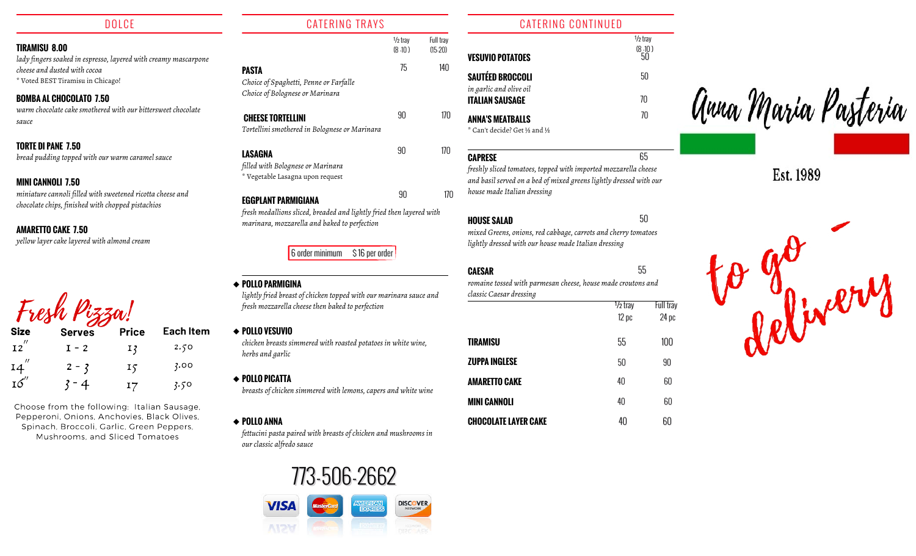## DOLCE

**TIRAMISU 8.00**
*lady fingers soaked in espresso, layered with creamy mascarpone cheese and dusted with cocoa*
* Voted BEST Tiramisu in Chicago!

**BOMBA AL CHOCOLATO 7.50**
*warm chocolate cake smothered with our bittersweet chocolate sauce*

**TORTE DI PANE 7.50**
*bread pudding topped with our warm caramel sauce*

**MINI CANNOLI 7.50**
*miniature cannoli filled with sweetened ricotta cheese and chocolate chips, finished with chopped pistachios*

**AMARETTO CAKE 7.50**
*yellow layer cake layered with almond cream*

## Fresh Pizza!

| Size | Serves | Price | Each Item |
|---|---|---|---|
| 12" | 1 - 2 | 13 | 2.50 |
| 14" | 2 - 3 | 15 | 3.00 |
| 16" | 3 - 4 | 17 | 3.50 |

Choose from the following: Italian Sausage, Pepperoni, Onions, Anchovies, Black Olives, Spinach, Broccoli, Garlic, Green Peppers, Mushrooms, and Sliced Tomatoes

## CATERING TRAYS

| | ½ tray (8-10) | Full tray (15-20) |
|---|---|---|
| **PASTA** *Choice of Spaghetti, Penne or Farfalle. Choice of Bolognese or Marinara* | 75 | 140 |
| **CHEESE TORTELLINI** *Tortellini smothered in Bolognese or Marinara* | 90 | 170 |
| **LASAGNA** *filled with Bolognese or Marinara* * Vegetable Lasagna upon request | 90 | 170 |
| **EGGPLANT PARMIGIANA** *fresh medallions sliced, breaded and lightly fried then layered with marinara, mozzarella and baked to perfection* | 90 | 170 |

6 order minimum $16 per order

◆ **POLLO PARMIGINA**
*lightly fried breast of chicken topped with our marinara sauce and fresh mozzarella cheese then baked to perfection*

◆ **POLLO VESUVIO**
*chicken breasts simmered with roasted potatoes in white wine, herbs and garlic*

◆ **POLLO PICATTA**
*breasts of chicken simmered with lemons, capers and white wine*

◆ **POLLO ANNA**
*fettucini pasta paired with breasts of chicken and mushrooms in our classic alfredo sauce*

773-506-2662

## CATERING CONTINUED

| | ½ tray (8-10) |
|---|---|
| **VESUVIO POTATOES** | 50 |
| **SAUTÉED BROCCOLI** *in garlic and olive oil* | 50 |
| **ITALIAN SAUSAGE** | 70 |
| **ANNA'S MEATBALLS** * Can't decide? Get ½ and ½ | 70 |

**CAPRESE** 65
*freshly sliced tomatoes, topped with imported mozzarella cheese and basil served on a bed of mixed greens lightly dressed with our house made Italian dressing*

**HOUSE SALAD** 50
*mixed Greens, onions, red cabbage, carrots and cherry tomatoes lightly dressed with our house made Italian dressing*

**CAESAR** 55
*romaine tossed with parmesan cheese, house made croutons and classic Caesar dressing*

| | ½ tray 12 pc | Full tray 24 pc |
|---|---|---|
| **TIRAMISU** | 55 | 100 |
| **ZUPPA INGLESE** | 50 | 90 |
| **AMARETTO CAKE** | 40 | 60 |
| **MINI CANNOLI** | 40 | 60 |
| **CHOCOLATE LAYER CAKE** | 40 | 60 |

# Anna Maria Pasteria

Est. 1989

to go - delivery